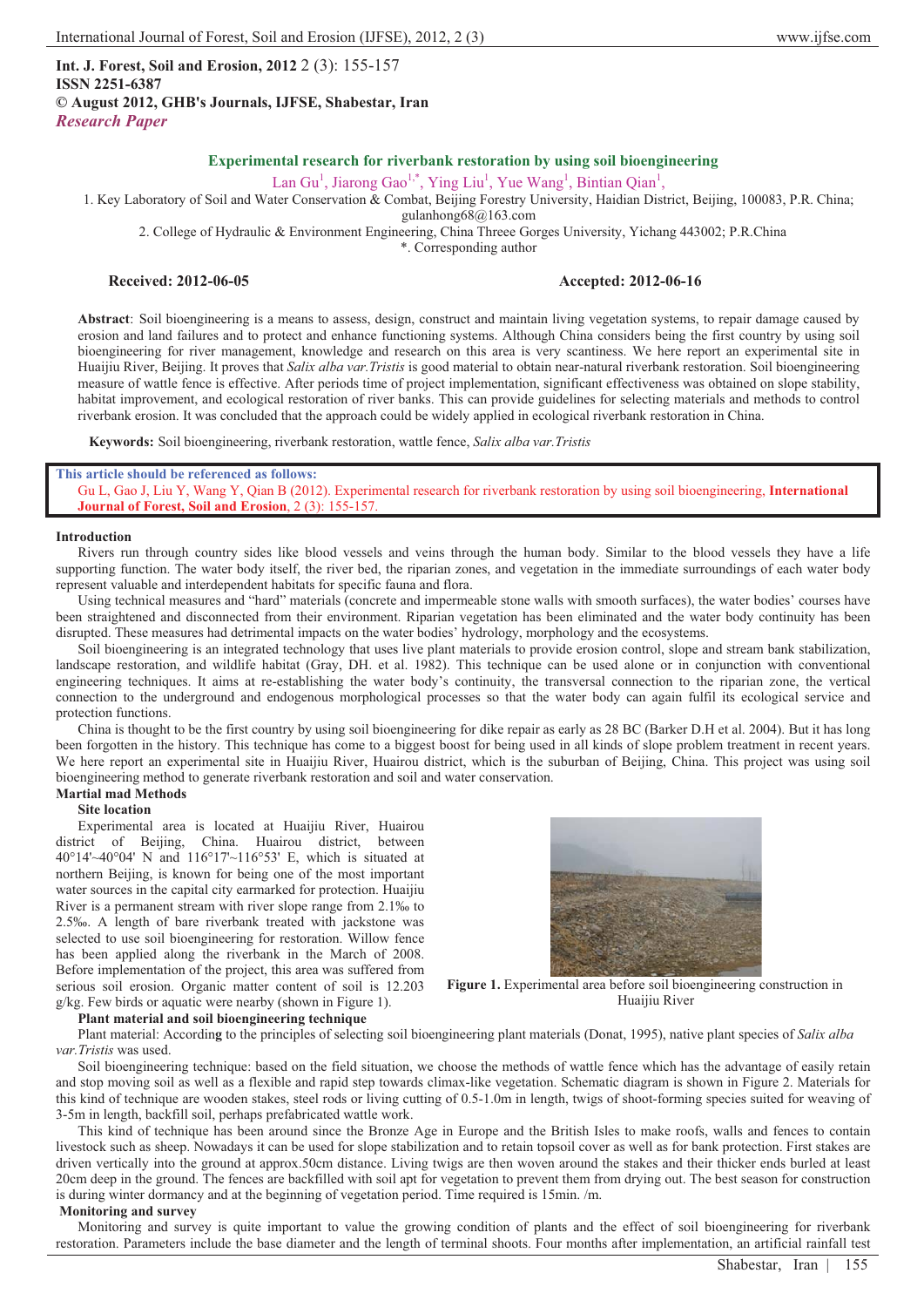**Int. J. Forest, Soil and Erosion, 2012** 2 (3): 155-157
**ISSN 2251-6387**
**© August 2012, GHB's Journals, IJFSE, Shabestar, Iran**
***Research Paper***

# Experimental research for riverbank restoration by using soil bioengineering

Lan Gu[1], Jiarong Gao[1,*], Ying Liu[1], Yue Wang[1], Bintian Qian[1],

1. Key Laboratory of Soil and Water Conservation & Combat, Beijing Forestry University, Haidian District, Beijing, 100083, P.R. China; gulanhong68@163.com
2. College of Hydraulic & Environment Engineering, China Threee Gorges University, Yichang 443002; P.R.China

*. Corresponding author

**Received: 2012-06-05** **Accepted: 2012-06-16**

**Abstract**: Soil bioengineering is a means to assess, design, construct and maintain living vegetation systems, to repair damage caused by erosion and land failures and to protect and enhance functioning systems. Although China considers being the first country by using soil bioengineering for river management, knowledge and research on this area is very scantiness. We here report an experimental site in Huaijiu River, Beijing. It proves that *Salix alba var.Tristis* is good material to obtain near-natural riverbank restoration. Soil bioengineering measure of wattle fence is effective. After periods time of project implementation, significant effectiveness was obtained on slope stability, habitat improvement, and ecological restoration of river banks. This can provide guidelines for selecting materials and methods to control riverbank erosion. It was concluded that the approach could be widely applied in ecological riverbank restoration in China.

**Keywords:** Soil bioengineering, riverbank restoration, wattle fence, *Salix alba var.Tristis*

**This article should be referenced as follows:**
Gu L, Gao J, Liu Y, Wang Y, Qian B (2012). Experimental research for riverbank restoration by using soil bioengineering, **International Journal of Forest, Soil and Erosion**, 2 (3): 155-157.

## Introduction

Rivers run through country sides like blood vessels and veins through the human body. Similar to the blood vessels they have a life supporting function. The water body itself, the river bed, the riparian zones, and vegetation in the immediate surroundings of each water body represent valuable and interdependent habitats for specific fauna and flora.

Using technical measures and "hard" materials (concrete and impermeable stone walls with smooth surfaces), the water bodies' courses have been straightened and disconnected from their environment. Riparian vegetation has been eliminated and the water body continuity has been disrupted. These measures had detrimental impacts on the water bodies' hydrology, morphology and the ecosystems.

Soil bioengineering is an integrated technology that uses live plant materials to provide erosion control, slope and stream bank stabilization, landscape restoration, and wildlife habitat (Gray, DH. et al. 1982). This technique can be used alone or in conjunction with conventional engineering techniques. It aims at re-establishing the water body's continuity, the transversal connection to the riparian zone, the vertical connection to the underground and endogenous morphological processes so that the water body can again fulfil its ecological service and protection functions.

China is thought to be the first country by using soil bioengineering for dike repair as early as 28 BC (Barker D.H et al. 2004). But it has long been forgotten in the history. This technique has come to a biggest boost for being used in all kinds of slope problem treatment in recent years. We here report an experimental site in Huaijiu River, Huairou district, which is the suburban of Beijing, China. This project was using soil bioengineering method to generate riverbank restoration and soil and water conservation.

## Martial mad Methods

### Site location

Experimental area is located at Huaijiu River, Huairou district of Beijing, China. Huairou district, between 40°14'~40°04' N and 116°17'~116°53' E, which is situated at northern Beijing, is known for being one of the most important water sources in the capital city earmarked for protection. Huaijiu River is a permanent stream with river slope range from 2.1‰ to 2.5‰. A length of bare riverbank treated with jackstone was selected to use soil bioengineering for restoration. Willow fence has been applied along the riverbank in the March of 2008. Before implementation of the project, this area was suffered from serious soil erosion. Organic matter content of soil is 12.203 g/kg. Few birds or aquatic were nearby (shown in Figure 1).

**Figure 1.** Experimental area before soil bioengineering construction in Huaijiu River

### Plant material and soil bioengineering technique

Plant material: According to the principles of selecting soil bioengineering plant materials (Donat, 1995), native plant species of *Salix alba var.Tristis* was used.

Soil bioengineering technique: based on the field situation, we choose the methods of wattle fence which has the advantage of easily retain and stop moving soil as well as a flexible and rapid step towards climax-like vegetation. Schematic diagram is shown in Figure 2. Materials for this kind of technique are wooden stakes, steel rods or living cutting of 0.5-1.0m in length, twigs of shoot-forming species suited for weaving of 3-5m in length, backfill soil, perhaps prefabricated wattle work.

This kind of technique has been around since the Bronze Age in Europe and the British Isles to make roofs, walls and fences to contain livestock such as sheep. Nowadays it can be used for slope stabilization and to retain topsoil cover as well as for bank protection. First stakes are driven vertically into the ground at approx.50cm distance. Living twigs are then woven around the stakes and their thicker ends burled at least 20cm deep in the ground. The fences are backfilled with soil apt for vegetation to prevent them from drying out. The best season for construction is during winter dormancy and at the beginning of vegetation period. Time required is 15min. /m.

### Monitoring and survey

Monitoring and survey is quite important to value the growing condition of plants and the effect of soil bioengineering for riverbank restoration. Parameters include the base diameter and the length of terminal shoots. Four months after implementation, an artificial rainfall test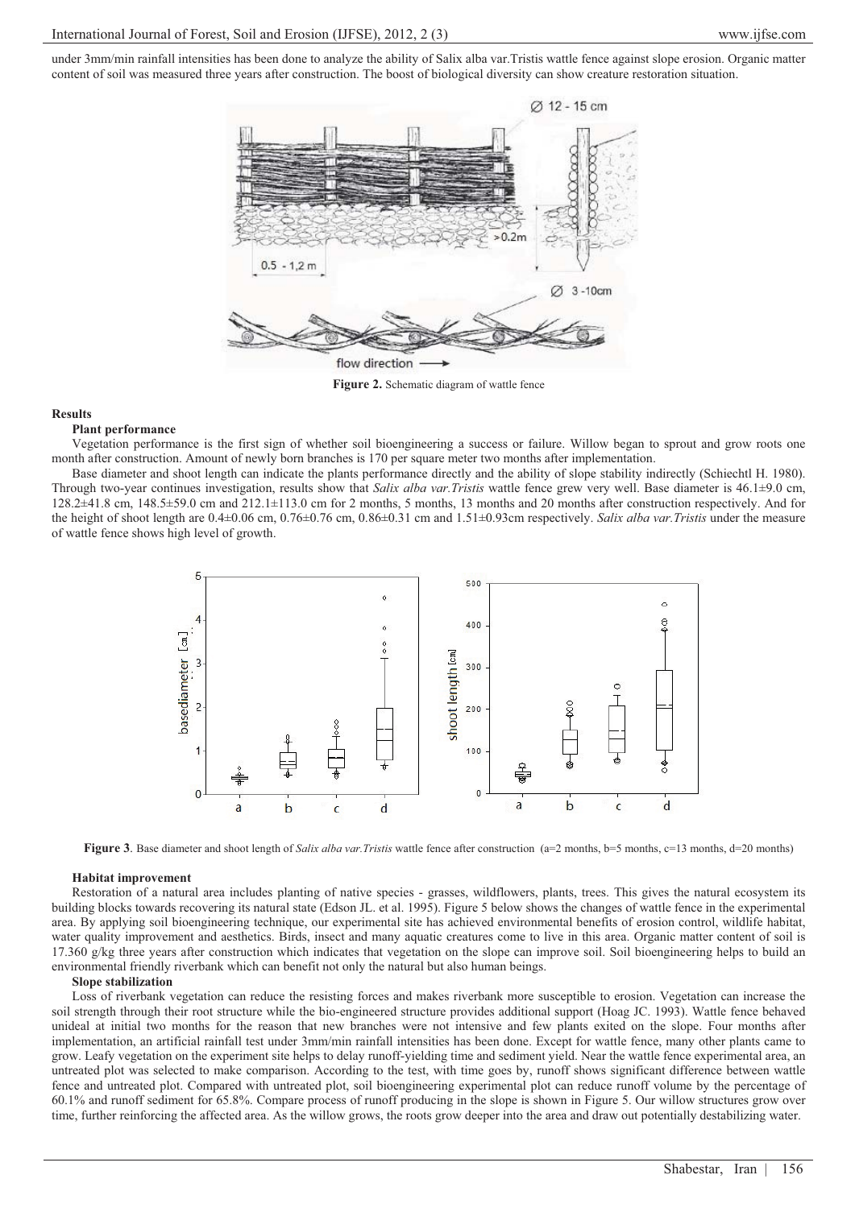under 3mm/min rainfall intensities has been done to analyze the ability of Salix alba var.Tristis wattle fence against slope erosion. Organic matter content of soil was measured three years after construction. The boost of biological diversity can show creature restoration situation.

**Figure 2.** Schematic diagram of wattle fence

## Results

### Plant performance

Vegetation performance is the first sign of whether soil bioengineering a success or failure. Willow began to sprout and grow roots one month after construction. Amount of newly born branches is 170 per square meter two months after implementation.

Base diameter and shoot length can indicate the plants performance directly and the ability of slope stability indirectly (Schiechtl H. 1980). Through two-year continues investigation, results show that *Salix alba var.Tristis* wattle fence grew very well. Base diameter is 46.1±9.0 cm, 128.2±41.8 cm, 148.5±59.0 cm and 212.1±113.0 cm for 2 months, 5 months, 13 months and 20 months after construction respectively. And for the height of shoot length are 0.4±0.06 cm, 0.76±0.76 cm, 0.86±0.31 cm and 1.51±0.93cm respectively. *Salix alba var.Tristis* under the measure of wattle fence shows high level of growth.

**Figure 3**. Base diameter and shoot length of *Salix alba var.Tristis* wattle fence after construction (a=2 months, b=5 months, c=13 months, d=20 months)

### Habitat improvement

Restoration of a natural area includes planting of native species - grasses, wildflowers, plants, trees. This gives the natural ecosystem its building blocks towards recovering its natural state (Edson JL. et al. 1995). Figure 5 below shows the changes of wattle fence in the experimental area. By applying soil bioengineering technique, our experimental site has achieved environmental benefits of erosion control, wildlife habitat, water quality improvement and aesthetics. Birds, insect and many aquatic creatures come to live in this area. Organic matter content of soil is 17.360 g/kg three years after construction which indicates that vegetation on the slope can improve soil. Soil bioengineering helps to build an environmental friendly riverbank which can benefit not only the natural but also human beings.

### Slope stabilization

Loss of riverbank vegetation can reduce the resisting forces and makes riverbank more susceptible to erosion. Vegetation can increase the soil strength through their root structure while the bio-engineered structure provides additional support (Hoag JC. 1993). Wattle fence behaved unideal at initial two months for the reason that new branches were not intensive and few plants exited on the slope. Four months after implementation, an artificial rainfall test under 3mm/min rainfall intensities has been done. Except for wattle fence, many other plants came to grow. Leafy vegetation on the experiment site helps to delay runoff-yielding time and sediment yield. Near the wattle fence experimental area, an untreated plot was selected to make comparison. According to the test, with time goes by, runoff shows significant difference between wattle fence and untreated plot. Compared with untreated plot, soil bioengineering experimental plot can reduce runoff volume by the percentage of 60.1% and runoff sediment for 65.8%. Compare process of runoff producing in the slope is shown in Figure 5. Our willow structures grow over time, further reinforcing the affected area. As the willow grows, the roots grow deeper into the area and draw out potentially destabilizing water.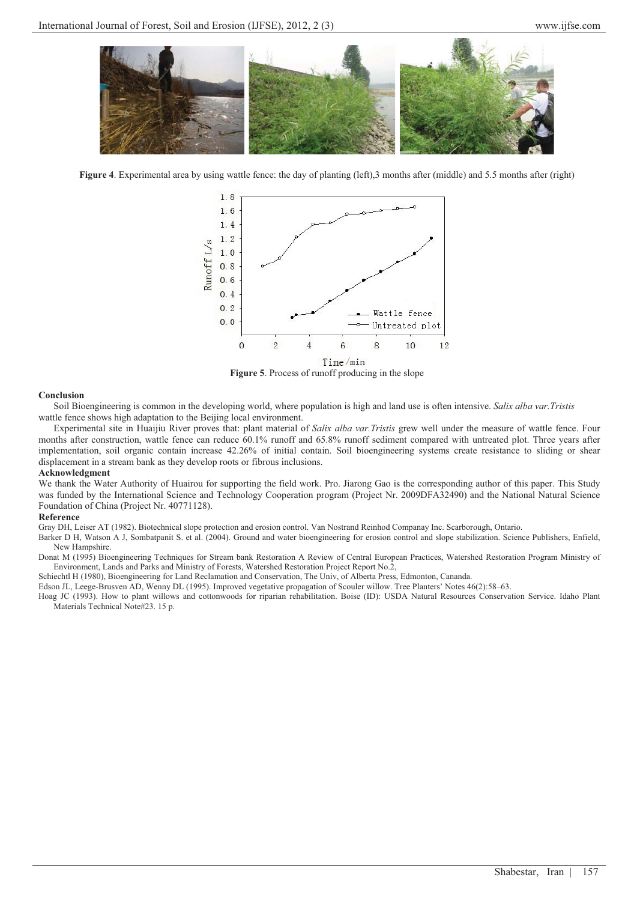**Figure 4**. Experimental area by using wattle fence: the day of planting (left),3 months after (middle) and 5.5 months after (right)

1.8
1.6
1.4
1.2
1.0
0.8
0.6
0.4
0.2
0.0
Runoff L/s
0 2 4 6 8 10 12
Time/min
Wattle fence
Untreated plot

**Figure 5**. Process of runoff producing in the slope

## Conclusion

Soil Bioengineering is common in the developing world, where population is high and land use is often intensive. *Salix alba var.Tristis* wattle fence shows high adaptation to the Beijing local environment.

Experimental site in Huaijiu River proves that: plant material of *Salix alba var.Tristis* grew well under the measure of wattle fence. Four months after construction, wattle fence can reduce 60.1% runoff and 65.8% runoff sediment compared with untreated plot. Three years after implementation, soil organic contain increase 42.26% of initial contain. Soil bioengineering systems create resistance to sliding or shear displacement in a stream bank as they develop roots or fibrous inclusions.

## Acknowledgment

We thank the Water Authority of Huairou for supporting the field work. Pro. Jiarong Gao is the corresponding author of this paper. This Study was funded by the International Science and Technology Cooperation program (Project Nr. 2009DFA32490) and the National Natural Science Foundation of China (Project Nr. 40771128).

## Reference

Gray DH, Leiser AT (1982). Biotechnical slope protection and erosion control. Van Nostrand Reinhod Companay Inc. Scarborough, Ontario.

Barker D H, Watson A J, Sombatpanit S. et al. (2004). Ground and water bioengineering for erosion control and slope stabilization. Science Publishers, Enfield, New Hampshire.

Donat M (1995) Bioengineering Techniques for Stream bank Restoration A Review of Central European Practices, Watershed Restoration Program Ministry of Environment, Lands and Parks and Ministry of Forests, Watershed Restoration Project Report No.2,

Schiechtl H (1980), Bioengineering for Land Reclamation and Conservation, The Univ, of Alberta Press, Edmonton, Cananda.

Edson JL, Leege-Brusven AD, Wenny DL (1995). Improved vegetative propagation of Scouler willow. Tree Planters' Notes 46(2):58–63.

Hoag JC (1993). How to plant willows and cottonwoods for riparian rehabilitation. Boise (ID): USDA Natural Resources Conservation Service. Idaho Plant Materials Technical Note#23. 15 p.